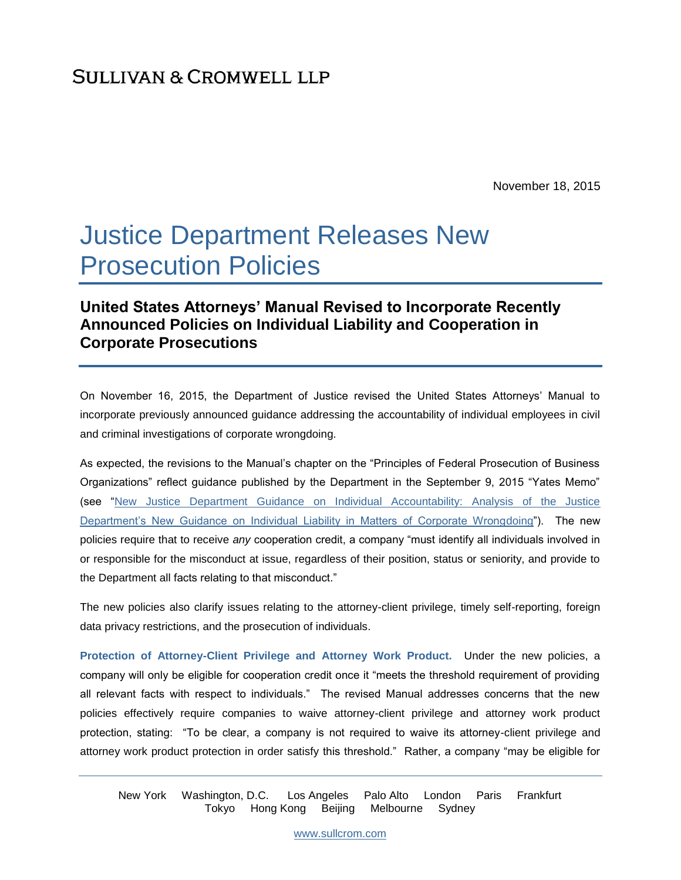SULLIVAN & CROMWELL LLP

November 18, 2015

# Justice Department Releases New Prosecution Policies

## United States Attorneys' Manual Revised to Incorporate Recently Announced Policies on Individual Liability and Cooperation in Corporate Prosecutions

On November 16, 2015, the Department of Justice revised the United States Attorneys' Manual to incorporate previously announced guidance addressing the accountability of individual employees in civil and criminal investigations of corporate wrongdoing.

As expected, the revisions to the Manual's chapter on the "Principles of Federal Prosecution of Business Organizations" reflect guidance published by the Department in the September 9, 2015 "Yates Memo" (see "New Justice Department Guidance on Individual Accountability: Analysis of the Justice Department's New Guidance on Individual Liability in Matters of Corporate Wrongdoing"). The new policies require that to receive *any* cooperation credit, a company "must identify all individuals involved in or responsible for the misconduct at issue, regardless of their position, status or seniority, and provide to the Department all facts relating to that misconduct."

The new policies also clarify issues relating to the attorney-client privilege, timely self-reporting, foreign data privacy restrictions, and the prosecution of individuals.

**Protection of Attorney-Client Privilege and Attorney Work Product.** Under the new policies, a company will only be eligible for cooperation credit once it "meets the threshold requirement of providing all relevant facts with respect to individuals." The revised Manual addresses concerns that the new policies effectively require companies to waive attorney-client privilege and attorney work product protection, stating: "To be clear, a company is not required to waive its attorney-client privilege and attorney work product protection in order satisfy this threshold." Rather, a company "may be eligible for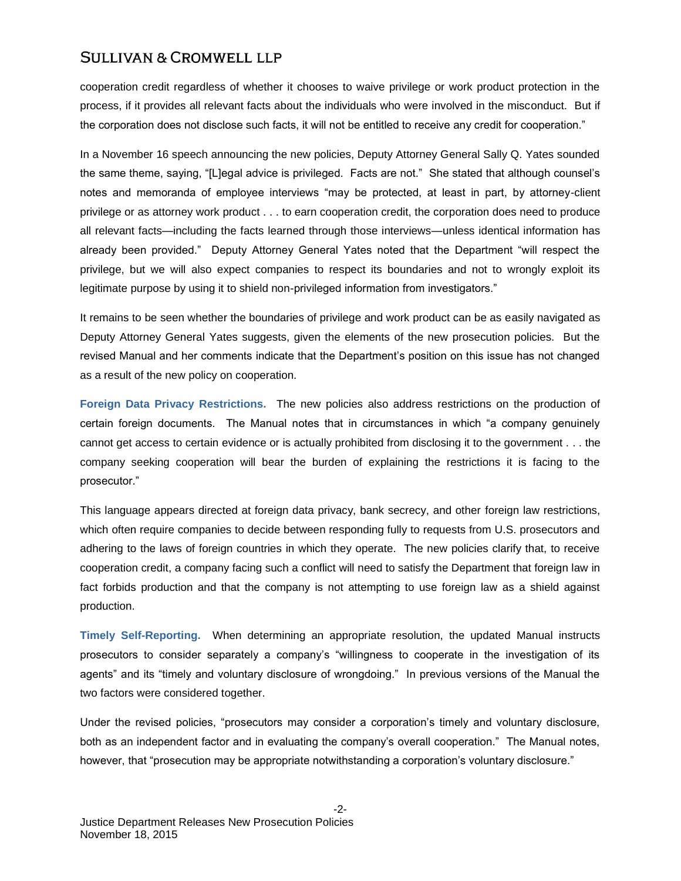cooperation credit regardless of whether it chooses to waive privilege or work product protection in the process, if it provides all relevant facts about the individuals who were involved in the misconduct. But if the corporation does not disclose such facts, it will not be entitled to receive any credit for cooperation."

In a November 16 speech announcing the new policies, Deputy Attorney General Sally Q. Yates sounded the same theme, saying, "[L]egal advice is privileged. Facts are not." She stated that although counsel's notes and memoranda of employee interviews "may be protected, at least in part, by attorney-client privilege or as attorney work product . . . to earn cooperation credit, the corporation does need to produce all relevant facts—including the facts learned through those interviews—unless identical information has already been provided." Deputy Attorney General Yates noted that the Department "will respect the privilege, but we will also expect companies to respect its boundaries and not to wrongly exploit its legitimate purpose by using it to shield non-privileged information from investigators."

It remains to be seen whether the boundaries of privilege and work product can be as easily navigated as Deputy Attorney General Yates suggests, given the elements of the new prosecution policies. But the revised Manual and her comments indicate that the Department's position on this issue has not changed as a result of the new policy on cooperation.

**Foreign Data Privacy Restrictions.** The new policies also address restrictions on the production of certain foreign documents. The Manual notes that in circumstances in which "a company genuinely cannot get access to certain evidence or is actually prohibited from disclosing it to the government . . . the company seeking cooperation will bear the burden of explaining the restrictions it is facing to the prosecutor."

This language appears directed at foreign data privacy, bank secrecy, and other foreign law restrictions, which often require companies to decide between responding fully to requests from U.S. prosecutors and adhering to the laws of foreign countries in which they operate. The new policies clarify that, to receive cooperation credit, a company facing such a conflict will need to satisfy the Department that foreign law in fact forbids production and that the company is not attempting to use foreign law as a shield against production.

**Timely Self-Reporting.** When determining an appropriate resolution, the updated Manual instructs prosecutors to consider separately a company's "willingness to cooperate in the investigation of its agents" and its "timely and voluntary disclosure of wrongdoing." In previous versions of the Manual the two factors were considered together.

Under the revised policies, "prosecutors may consider a corporation's timely and voluntary disclosure, both as an independent factor and in evaluating the company's overall cooperation." The Manual notes, however, that "prosecution may be appropriate notwithstanding a corporation's voluntary disclosure."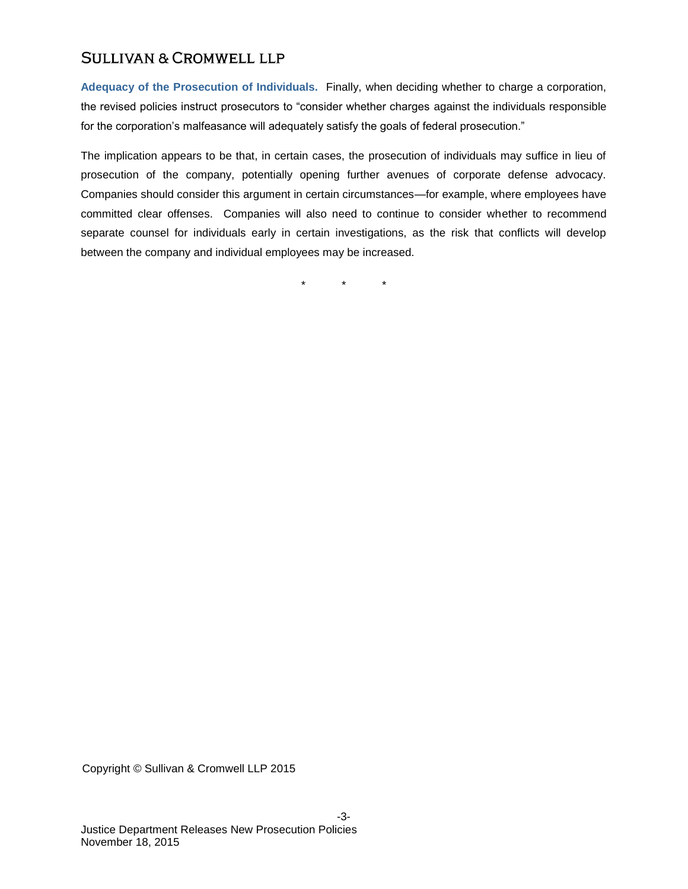**Adequacy of the Prosecution of Individuals.** Finally, when deciding whether to charge a corporation, the revised policies instruct prosecutors to "consider whether charges against the individuals responsible for the corporation's malfeasance will adequately satisfy the goals of federal prosecution."

The implication appears to be that, in certain cases, the prosecution of individuals may suffice in lieu of prosecution of the company, potentially opening further avenues of corporate defense advocacy. Companies should consider this argument in certain circumstances—for example, where employees have committed clear offenses. Companies will also need to continue to consider whether to recommend separate counsel for individuals early in certain investigations, as the risk that conflicts will develop between the company and individual employees may be increased.

\* \* \*

Copyright © Sullivan & Cromwell LLP 2015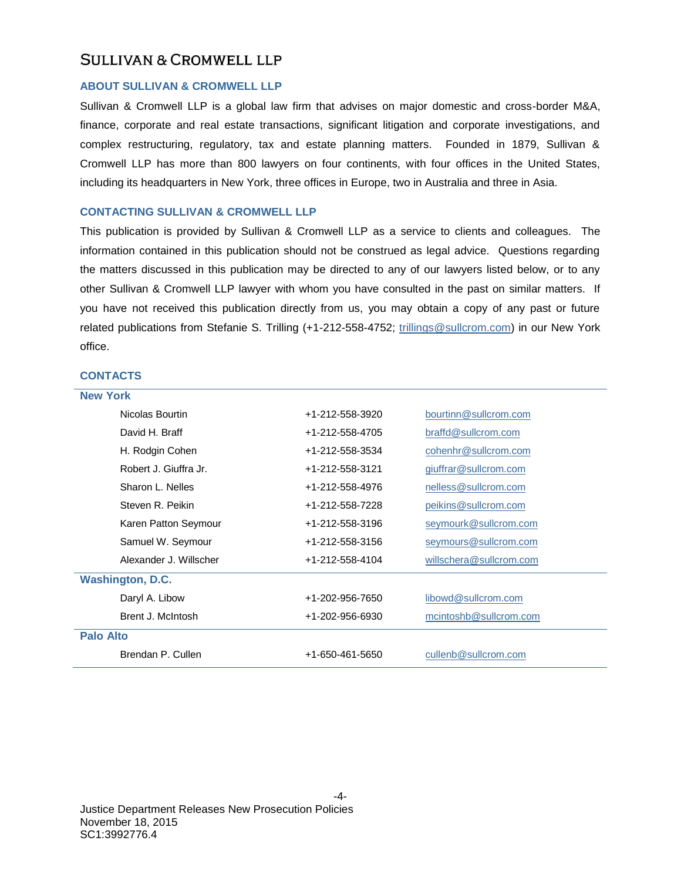SULLIVAN & CROMWELL LLP

## ABOUT SULLIVAN & CROMWELL LLP

Sullivan & Cromwell LLP is a global law firm that advises on major domestic and cross-border M&A, finance, corporate and real estate transactions, significant litigation and corporate investigations, and complex restructuring, regulatory, tax and estate planning matters. Founded in 1879, Sullivan & Cromwell LLP has more than 800 lawyers on four continents, with four offices in the United States, including its headquarters in New York, three offices in Europe, two in Australia and three in Asia.

## CONTACTING SULLIVAN & CROMWELL LLP

This publication is provided by Sullivan & Cromwell LLP as a service to clients and colleagues. The information contained in this publication should not be construed as legal advice. Questions regarding the matters discussed in this publication may be directed to any of our lawyers listed below, or to any other Sullivan & Cromwell LLP lawyer with whom you have consulted in the past on similar matters. If you have not received this publication directly from us, you may obtain a copy of any past or future related publications from Stefanie S. Trilling (+1-212-558-4752; trillings@sullcrom.com) in our New York office.

## CONTACTS

| | | |
|---|---|---|
| **New York** | | |
| Nicolas Bourtin | +1-212-558-3920 | bourtinn@sullcrom.com |
| David H. Braff | +1-212-558-4705 | braffd@sullcrom.com |
| H. Rodgin Cohen | +1-212-558-3534 | cohenhr@sullcrom.com |
| Robert J. Giuffra Jr. | +1-212-558-3121 | giuffrar@sullcrom.com |
| Sharon L. Nelles | +1-212-558-4976 | nelless@sullcrom.com |
| Steven R. Peikin | +1-212-558-7228 | peikins@sullcrom.com |
| Karen Patton Seymour | +1-212-558-3196 | seymourk@sullcrom.com |
| Samuel W. Seymour | +1-212-558-3156 | seymours@sullcrom.com |
| Alexander J. Willscher | +1-212-558-4104 | willschera@sullcrom.com |
| **Washington, D.C.** | | |
| Daryl A. Libow | +1-202-956-7650 | libowd@sullcrom.com |
| Brent J. McIntosh | +1-202-956-6930 | mcintoshb@sullcrom.com |
| **Palo Alto** | | |
| Brendan P. Cullen | +1-650-461-5650 | cullenb@sullcrom.com |

Justice Department Releases New Prosecution Policies
November 18, 2015
SC1:3992776.4